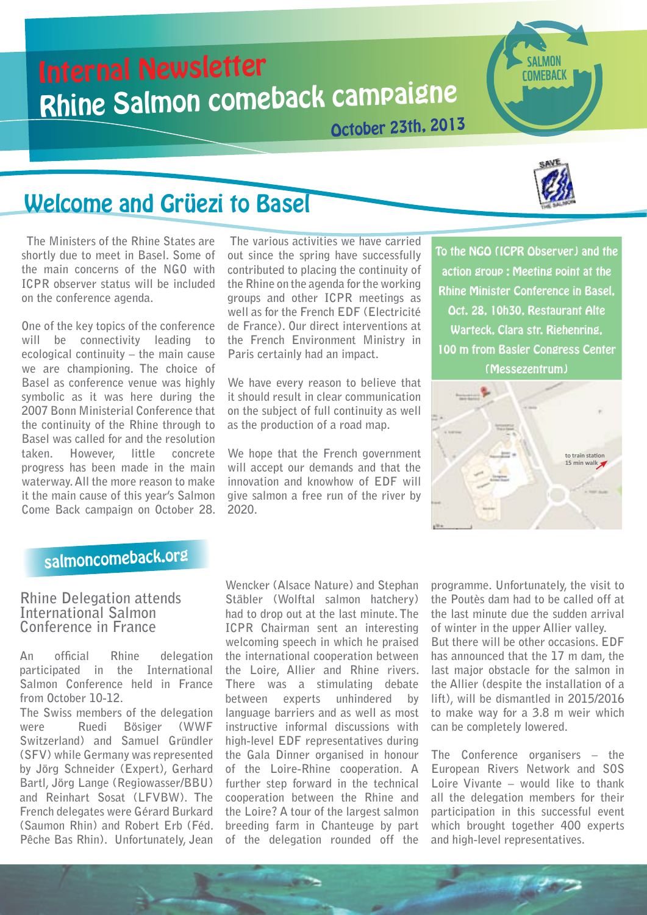# Internal Newsletter

# Rhine Salmon comeback campaigne

October 23th, 2013

## Welcome and Grüezi to Basel

The Ministers of the Rhine States are shortly due to meet in Basel. Some of the main concerns of the NGO with ICPR observer status will be included on the conference agenda.

One of the key topics of the conference will be connectivity leading to ecological continuity – the main cause we are championing. The choice of Basel as conference venue was highly symbolic as it was here during the 2007 Bonn Ministerial Conference that the continuity of the Rhine through to Basel was called for and the resolution taken. However, little concrete progress has been made in the main waterway. All the more reason to make it the main cause of this year's Salmon Come Back campaign on October 28.

The various activities we have carried out since the spring have successfully contributed to placing the continuity of the Rhine on the agenda for the working groups and other ICPR meetings as well as for the French EDF (Electricité de France). Our direct interventions at the French Environment Ministry in Paris certainly had an impact.

We have every reason to believe that it should result in clear communication on the subject of full continuity as well as the production of a road map.

We hope that the French government will accept our demands and that the innovation and knowhow of EDF will give salmon a free run of the river by 2020.

**To the NGO (ICPR Observer) and the action group : Meeting point at the Rhine Minister Conference in Basel, Oct. 28, 10h30, Restaurant Alte Warteck, Clara str. Riehenring, 100 m from Basler Congress Center (Messezentrum)**

to train station 15 min walk

salmoncomeback.org

### Rhine Delegation attends International Salmon Conference in France

An official Rhine delegation participated in the International Salmon Conference held in France from October 10-12.

The Swiss members of the delegation were Ruedi Bösiger (WWF Switzerland) and Samuel Gründler (SFV) while Germany was represented by Jörg Schneider (Expert), Gerhard Bartl, Jörg Lange (Regiowasser/BBU) and Reinhart Sosat (LFVBW). The French delegates were Gérard Burkard (Saumon Rhin) and Robert Erb (Féd. Pêche Bas Rhin). Unfortunately, Jean Wencker (Alsace Nature) and Stephan Stäbler (Wolftal salmon hatchery) had to drop out at the last minute. The ICPR Chairman sent an interesting welcoming speech in which he praised the international cooperation between the Loire, Allier and Rhine rivers. There was a stimulating debate between experts unhindered by language barriers and as well as most instructive informal discussions with high-level EDF representatives during the Gala Dinner organised in honour of the Loire-Rhine cooperation. A further step forward in the technical cooperation between the Rhine and the Loire? A tour of the largest salmon breeding farm in Chanteuge by part of the delegation rounded off the programme. Unfortunately, the visit to the Poutès dam had to be called off at the last minute due the sudden arrival of winter in the upper Allier valley. But there will be other occasions. EDF has announced that the 17 m dam, the last major obstacle for the salmon in the Allier (despite the installation of a lift), will be dismantled in 2015/2016 to make way for a 3.8 m weir which can be completely lowered.

The Conference organisers – the European Rivers Network and SOS Loire Vivante – would like to thank all the delegation members for their participation in this successful event which brought together 400 experts and high-level representatives.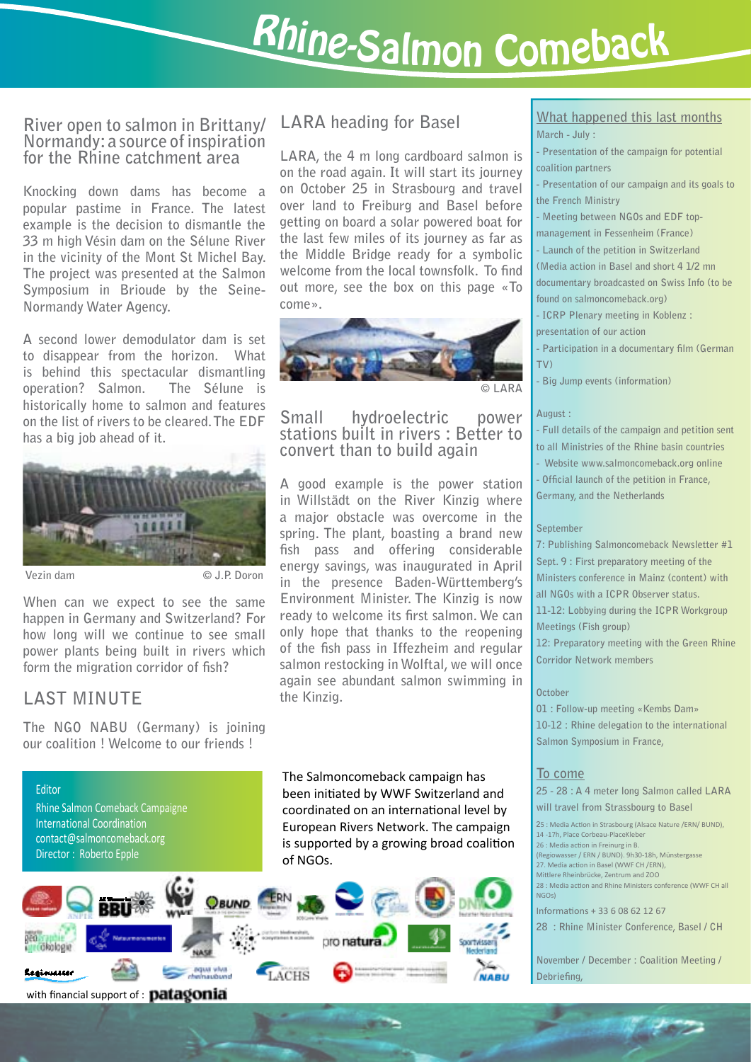# Rhine-Salmon Comeback

## River open to salmon in Brittany/ Normandy: a source of inspiration for the Rhine catchment area

Knocking down dams has become a popular pastime in France. The latest example is the decision to dismantle the 33 m high Vésin dam on the Sélune River in the vicinity of the Mont St Michel Bay. The project was presented at the Salmon Symposium in Brioude by the Seine-Normandy Water Agency.

A second lower demodulator dam is set to disappear from the horizon. What is behind this spectacular dismantling operation? Salmon. The Sélune is historically home to salmon and features on the list of rivers to be cleared. The EDF has a big job ahead of it.

Vezin dam © J.P. Doron

When can we expect to see the same happen in Germany and Switzerland? For how long will we continue to see small power plants being built in rivers which form the migration corridor of fish?

## LAST MINUTE

The NGO NABU (Germany) is joining our coalition ! Welcome to our friends !

## LARA heading for Basel

LARA, the 4 m long cardboard salmon is on the road again. It will start its journey on October 25 in Strasbourg and travel over land to Freiburg and Basel before getting on board a solar powered boat for the last few miles of its journey as far as the Middle Bridge ready for a symbolic welcome from the local townsfolk. To find out more, see the box on this page «To come».

© LARA

## Small hydroelectric power stations built in rivers : Better to convert than to build again

A good example is the power station in Willstädt on the River Kinzig where a major obstacle was overcome in the spring. The plant, boasting a brand new fish pass and offering considerable energy savings, was inaugurated in April in the presence Baden-Württemberg's Environment Minister. The Kinzig is now ready to welcome its first salmon. We can only hope that thanks to the reopening of the fish pass in Iffezheim and regular salmon restocking in Wolftal, we will once again see abundant salmon swimming in the Kinzig.

## What happened this last months

**March - July :**

- Presentation of the campaign for potential coalition partners
- Presentation of our campaign and its goals to the French Ministry
- Meeting between NGOs and EDF top-management in Fessenheim (France)
- Launch of the petition in Switzerland (Media action in Basel and short 4 1/2 mn documentary broadcasted on Swiss Info (to be found on salmoncomeback.org)
- ICRP Plenary meeting in Koblenz : presentation of our action
- Participation in a documentary film (German TV)
- Big Jump events (information)

**August :**

- Full details of the campaign and petition sent to all Ministries of the Rhine basin countries
- Website www.salmoncomeback.org online
- Official launch of the petition in France, Germany, and the Netherlands

**September**

7: Publishing Salmoncomeback Newsletter #1
Sept. 9 : First preparatory meeting of the Ministers conference in Mainz (content) with all NGOs with a ICPR Observer status.
11-12: Lobbying during the ICPR Workgroup Meetings (Fish group)
12: Preparatory meeting with the Green Rhine Corridor Network members

**October**

01 : Follow-up meeting «Kembs Dam»
10-12 : Rhine delegation to the international Salmon Symposium in France,

## To come

25 - 28 : A 4 meter long Salmon called LARA will travel from Strassbourg to Basel

25 : Media Action in Strasbourg (Alsace Nature /ERN/ BUND), 14 -17h, Place Corbeau-PlaceKleber
26 : Media action in Freinurg in B. (Regiowasser / ERN / BUND). 9h30-18h, Münstergasse
27. Media action in Basel (WWF CH /ERN), Mittlere Rheinbrücke, Zentrum and ZOO
28 : Media action and Rhine Ministers conference (WWF CH all NGOs)

Informations + 33 6 08 62 12 67
28 : Rhine Minister Conference, Basel / CH

November / December : Coalition Meeting / Debriefing,

---

Editor
Rhine Salmon Comeback Campaigne
International Coordination
contact@salmoncomeback.org
Director : Roberto Epple

The Salmoncomeback campaign has been initiated by WWF Switzerland and coordinated on an international level by European Rivers Network. The campaign is supported by a growing broad coalition of NGOs.

with financial support of : patagonia